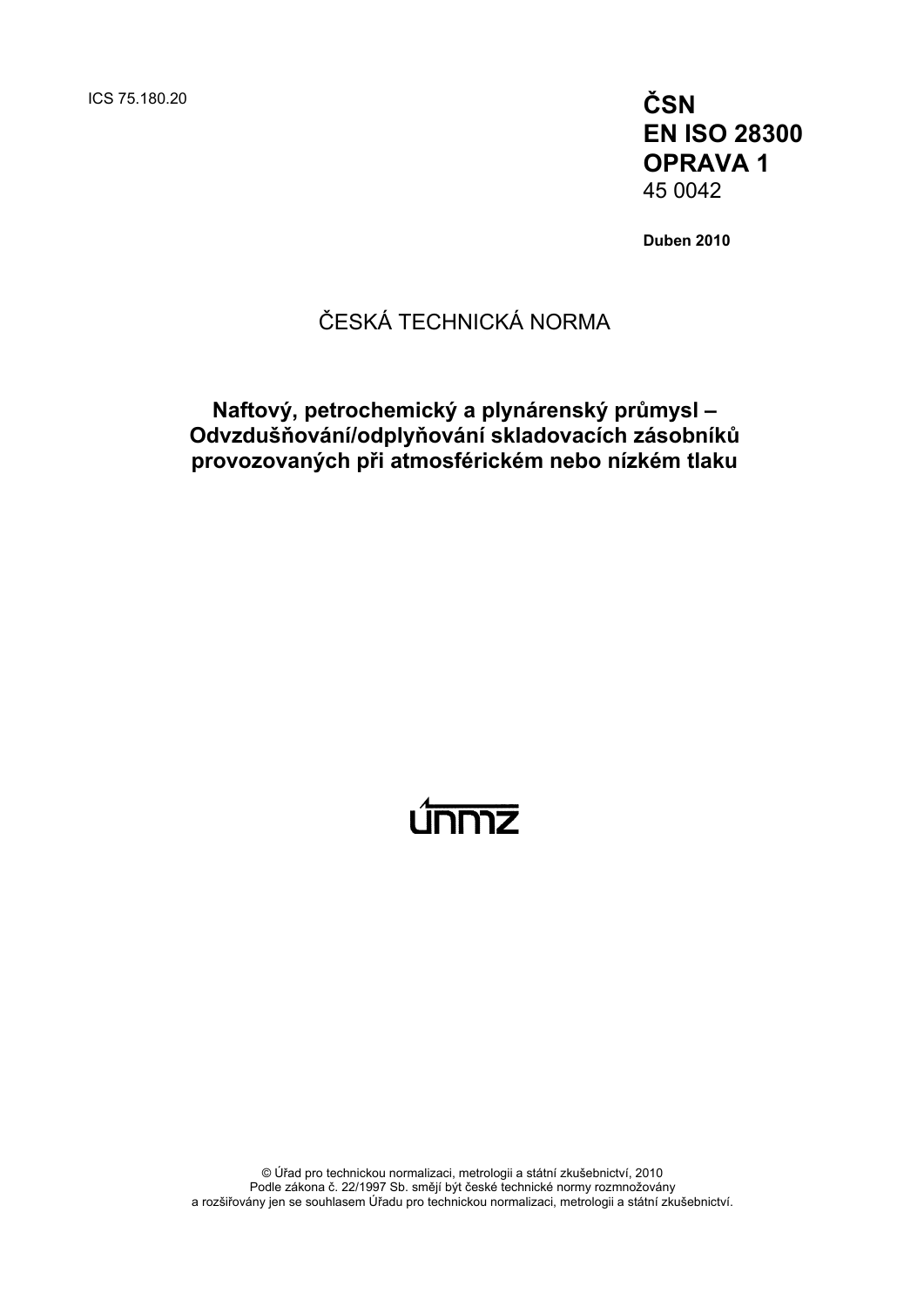ICS 75.180.20

**ČSN**
**EN ISO 28300**
**OPRAVA 1**
45 0042

**Duben 2010**

ČESKÁ TECHNICKÁ NORMA

# Naftový, petrochemický a plynárenský průmysl – Odvzdušňování/odplyňování skladovacích zásobníků provozovaných při atmosférickém nebo nízkém tlaku

únmz

© Úřad pro technickou normalizaci, metrologii a státní zkušebnictví, 2010
Podle zákona č. 22/1997 Sb. smějí být české technické normy rozmnožovány
a rozšiřovány jen se souhlasem Úřadu pro technickou normalizaci, metrologii a státní zkušebnictví.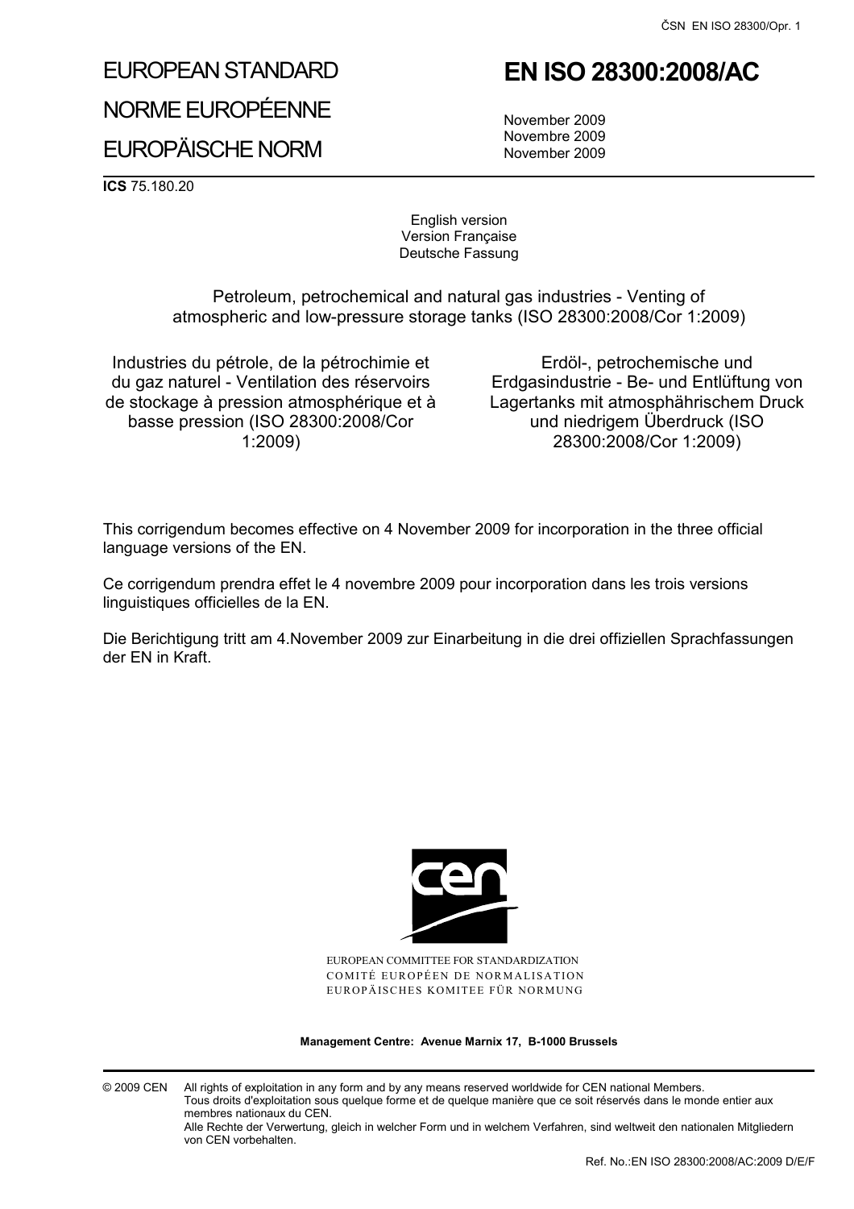# EUROPEAN STANDARD
# NORME EUROPÉENNE
# EUROPÄISCHE NORM

# EN ISO 28300:2008/AC

November 2009
Novembre 2009
November 2009

**ICS** 75.180.20

English version
Version Française
Deutsche Fassung

Petroleum, petrochemical and natural gas industries - Venting of atmospheric and low-pressure storage tanks (ISO 28300:2008/Cor 1:2009)

Industries du pétrole, de la pétrochimie et du gaz naturel - Ventilation des réservoirs de stockage à pression atmosphérique et à basse pression (ISO 28300:2008/Cor 1:2009)

Erdöl-, petrochemische und Erdgasindustrie - Be- und Entlüftung von Lagertanks mit atmosphährischem Druck und niedrigem Überdruck (ISO 28300:2008/Cor 1:2009)

This corrigendum becomes effective on 4 November 2009 for incorporation in the three official language versions of the EN.

Ce corrigendum prendra effet le 4 novembre 2009 pour incorporation dans les trois versions linguistiques officielles de la EN.

Die Berichtigung tritt am 4.November 2009 zur Einarbeitung in die drei offiziellen Sprachfassungen der EN in Kraft.

EUROPEAN COMMITTEE FOR STANDARDIZATION
COMITÉ EUROPÉEN DE NORMALISATION
EUROPÄISCHES KOMITEE FÜR NORMUNG

**Management Centre: Avenue Marnix 17, B-1000 Brussels**

© 2009 CEN All rights of exploitation in any form and by any means reserved worldwide for CEN national Members.
Tous droits d'exploitation sous quelque forme et de quelque manière que ce soit réservés dans le monde entier aux membres nationaux du CEN.
Alle Rechte der Verwertung, gleich in welcher Form und in welchem Verfahren, sind weltweit den nationalen Mitgliedern von CEN vorbehalten.

Ref. No.:EN ISO 28300:2008/AC:2009 D/E/F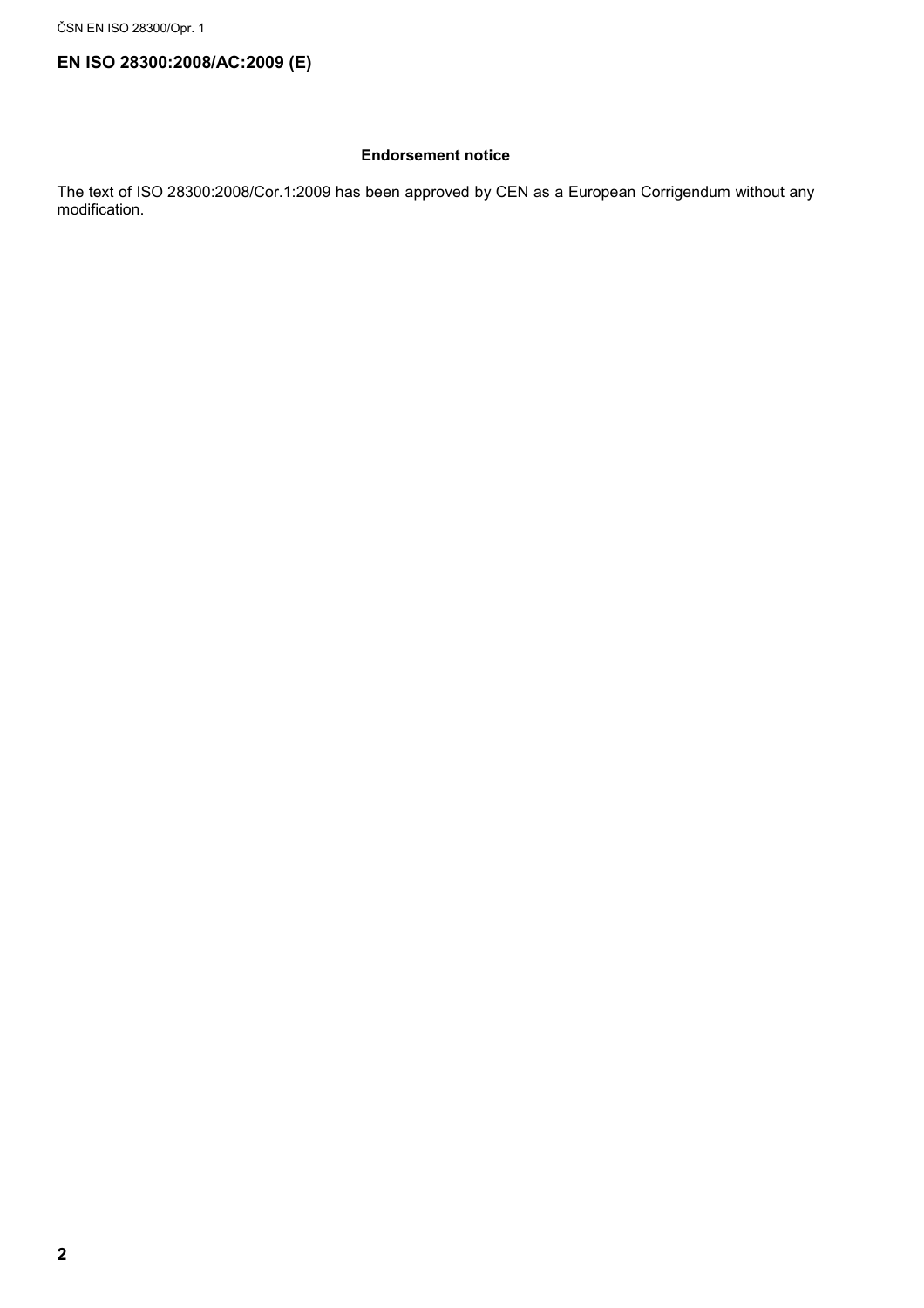**EN ISO 28300:2008/AC:2009 (E)**

**Endorsement notice**

The text of ISO 28300:2008/Cor.1:2009 has been approved by CEN as a European Corrigendum without any modification.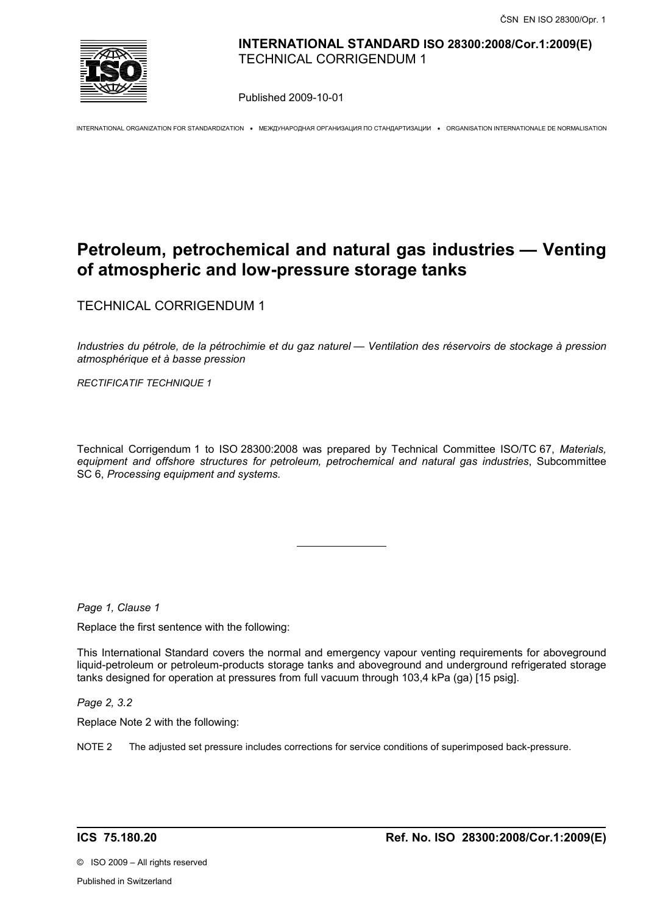**INTERNATIONAL STANDARD ISO 28300:2008/Cor.1:2009(E)**
TECHNICAL CORRIGENDUM 1

Published 2009-10-01

INTERNATIONAL ORGANIZATION FOR STANDARDIZATION • МЕЖДУНАРОДНАЯ ОРГАНИЗАЦИЯ ПО СТАНДАРТИЗАЦИИ • ORGANISATION INTERNATIONALE DE NORMALISATION

# Petroleum, petrochemical and natural gas industries — Venting of atmospheric and low-pressure storage tanks

TECHNICAL CORRIGENDUM 1

*Industries du pétrole, de la pétrochimie et du gaz naturel — Ventilation des réservoirs de stockage à pression atmosphérique et à basse pression*

*RECTIFICATIF TECHNIQUE 1*

Technical Corrigendum 1 to ISO 28300:2008 was prepared by Technical Committee ISO/TC 67, *Materials, equipment and offshore structures for petroleum, petrochemical and natural gas industries*, Subcommittee SC 6, *Processing equipment and systems.*

---

*Page 1, Clause 1*

Replace the first sentence with the following:

This International Standard covers the normal and emergency vapour venting requirements for aboveground liquid-petroleum or petroleum-products storage tanks and aboveground and underground refrigerated storage tanks designed for operation at pressures from full vacuum through 103,4 kPa (ga) [15 psig].

*Page 2, 3.2*

Replace Note 2 with the following:

NOTE 2 The adjusted set pressure includes corrections for service conditions of superimposed back-pressure.

**ICS 75.180.20** **Ref. No. ISO 28300:2008/Cor.1:2009(E)**

© ISO 2009 – All rights reserved

Published in Switzerland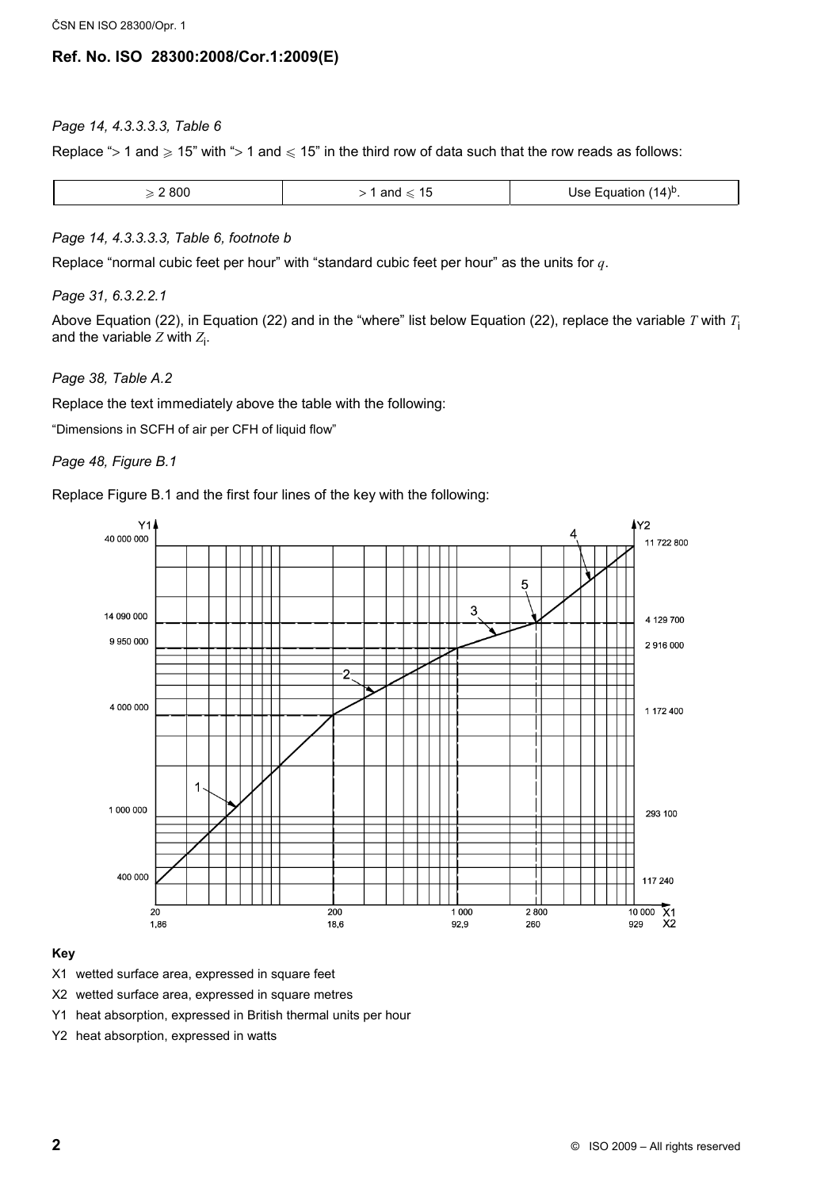## Ref. No. ISO 28300:2008/Cor.1:2009(E)

*Page 14, 4.3.3.3.3, Table 6*

Replace "> 1 and ⩾ 15" with "> 1 and ⩽ 15" in the third row of data such that the row reads as follows:

| ⩾ 2 800 | > 1 and ⩽ 15 | Use Equation (14)[b]. |
|---|---|---|

*Page 14, 4.3.3.3.3, Table 6, footnote b*

Replace "normal cubic feet per hour" with "standard cubic feet per hour" as the units for $q$.

*Page 31, 6.3.2.2.1*

Above Equation (22), in Equation (22) and in the "where" list below Equation (22), replace the variable $T$ with $T_i$ and the variable $Z$ with $Z_i$.

*Page 38, Table A.2*

Replace the text immediately above the table with the following:

"Dimensions in SCFH of air per CFH of liquid flow"

*Page 48, Figure B.1*

Replace Figure B.1 and the first four lines of the key with the following:

**Key**

X1 wetted surface area, expressed in square feet

X2 wetted surface area, expressed in square metres

Y1 heat absorption, expressed in British thermal units per hour

Y2 heat absorption, expressed in watts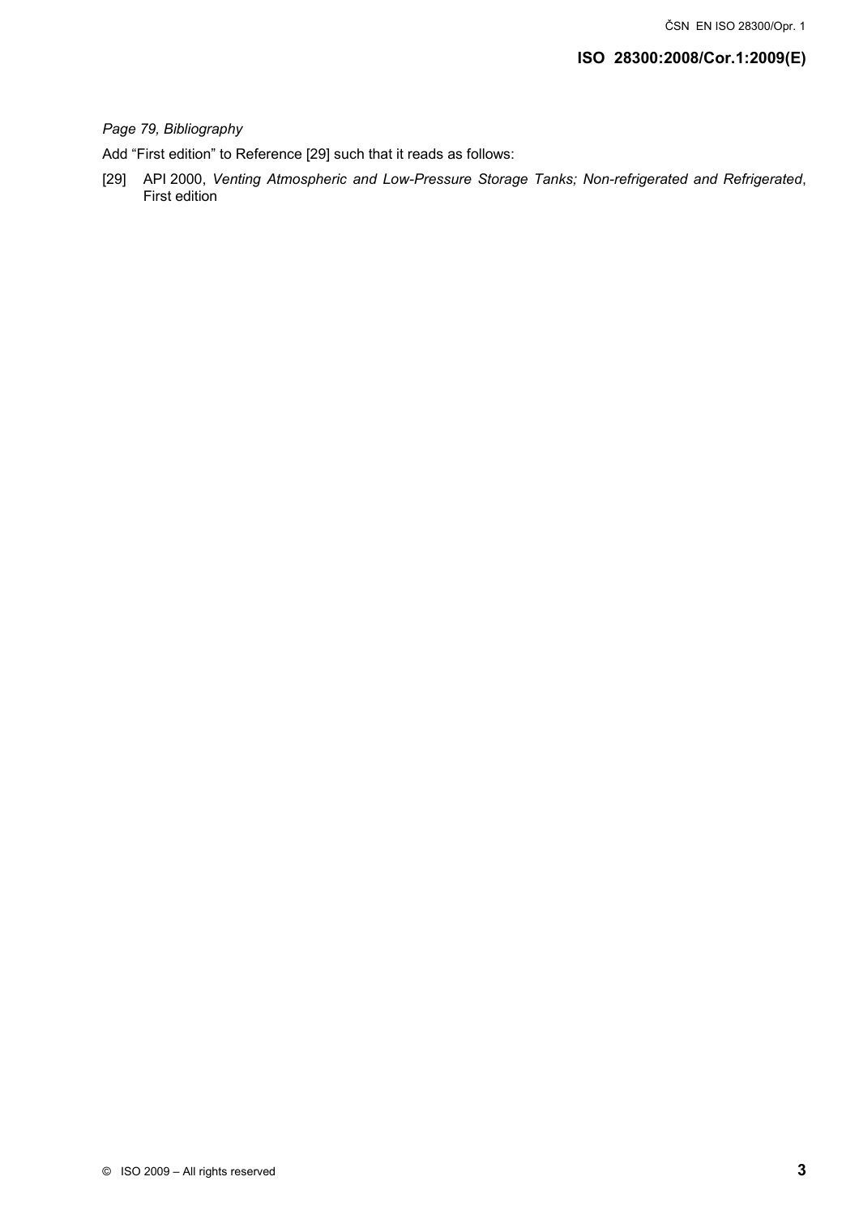*Page 79, Bibliography*

Add “First edition” to Reference [29] such that it reads as follows:

[29] API 2000, *Venting Atmospheric and Low-Pressure Storage Tanks; Non-refrigerated and Refrigerated*, First edition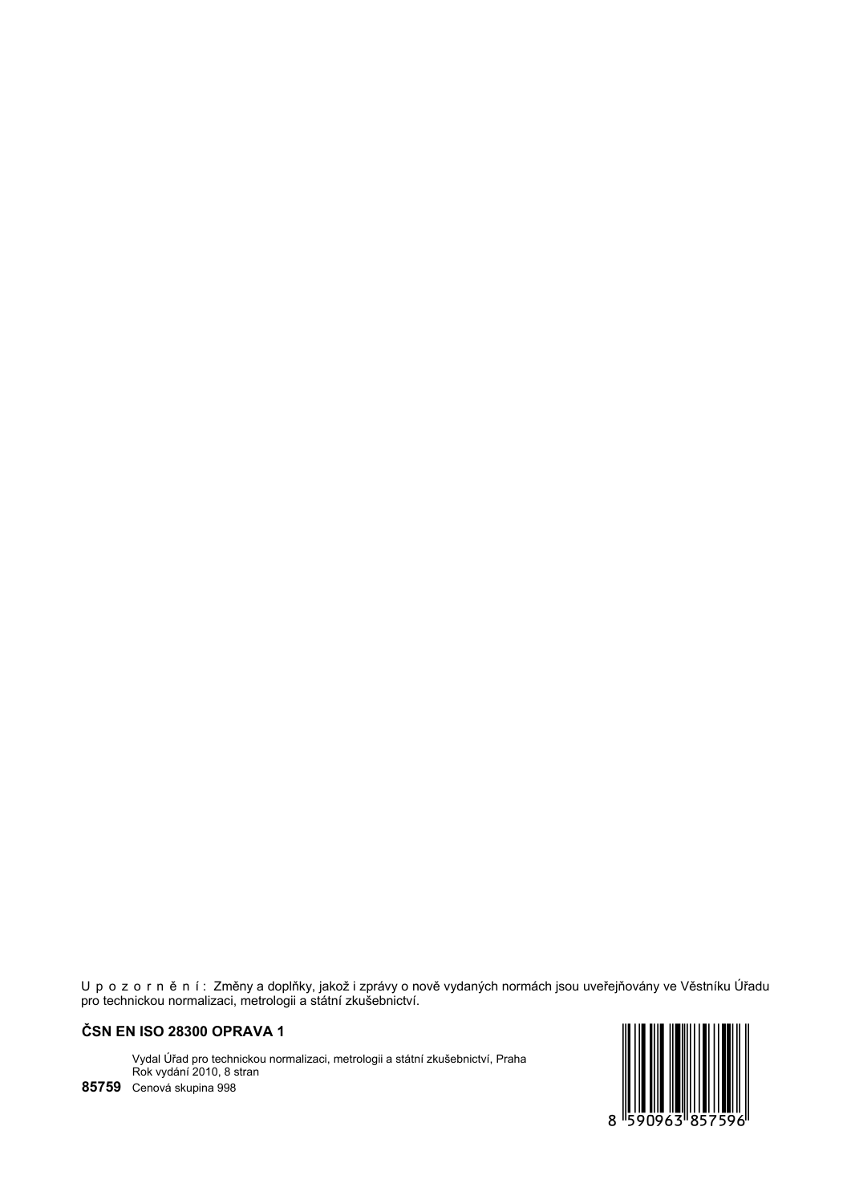U p o z o r n ě n í : Změny a doplňky, jakož i zprávy o nově vydaných normách jsou uveřejňovány ve Věstníku Úřadu pro technickou normalizaci, metrologii a státní zkušebnictví.

**ČSN EN ISO 28300 OPRAVA 1**

Vydal Úřad pro technickou normalizaci, metrologii a státní zkušebnictví, Praha
Rok vydání 2010, 8 stran

**85759** Cenová skupina 998

8 590963 857596